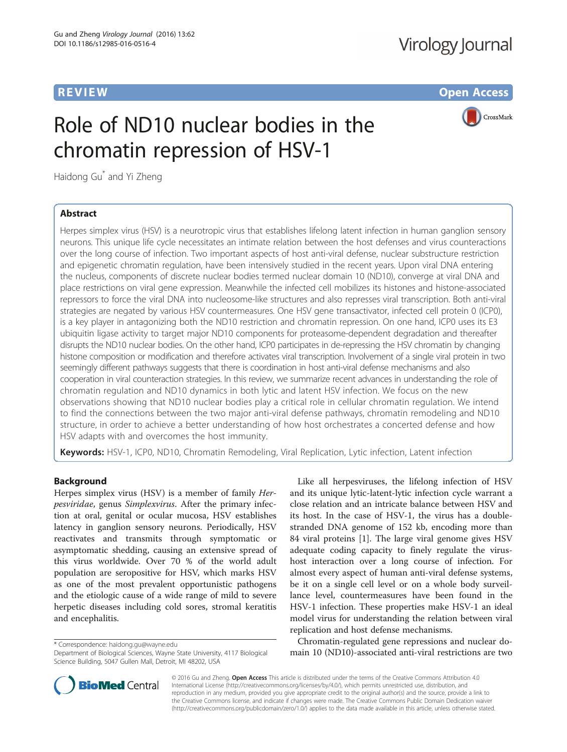# Role of ND10 nuclear bodies in the chromatin repression of HSV-1

Haidong Gu* and Yi Zheng

## Abstract

Herpes simplex virus (HSV) is a neurotropic virus that establishes lifelong latent infection in human ganglion sensory neurons. This unique life cycle necessitates an intimate relation between the host defenses and virus counteractions over the long course of infection. Two important aspects of host anti-viral defense, nuclear substructure restriction and epigenetic chromatin regulation, have been intensively studied in the recent years. Upon viral DNA entering the nucleus, components of discrete nuclear bodies termed nuclear domain 10 (ND10), converge at viral DNA and place restrictions on viral gene expression. Meanwhile the infected cell mobilizes its histones and histone-associated repressors to force the viral DNA into nucleosome-like structures and also represses viral transcription. Both anti-viral strategies are negated by various HSV countermeasures. One HSV gene transactivator, infected cell protein 0 (ICP0), is a key player in antagonizing both the ND10 restriction and chromatin repression. On one hand, ICP0 uses its E3 ubiquitin ligase activity to target major ND10 components for proteasome-dependent degradation and thereafter disrupts the ND10 nuclear bodies. On the other hand, ICP0 participates in de-repressing the HSV chromatin by changing histone composition or modification and therefore activates viral transcription. Involvement of a single viral protein in two seemingly different pathways suggests that there is coordination in host anti-viral defense mechanisms and also cooperation in viral counteraction strategies. In this review, we summarize recent advances in understanding the role of chromatin regulation and ND10 dynamics in both lytic and latent HSV infection. We focus on the new observations showing that ND10 nuclear bodies play a critical role in cellular chromatin regulation. We intend to find the connections between the two major anti-viral defense pathways, chromatin remodeling and ND10 structure, in order to achieve a better understanding of how host orchestrates a concerted defense and how HSV adapts with and overcomes the host immunity.

**Keywords:** HSV-1, ICP0, ND10, Chromatin Remodeling, Viral Replication, Lytic infection, Latent infection

## Background

Herpes simplex virus (HSV) is a member of family *Herpesviridae*, genus *Simplexvirus*. After the primary infection at oral, genital or ocular mucosa, HSV establishes latency in ganglion sensory neurons. Periodically, HSV reactivates and transmits through symptomatic or asymptomatic shedding, causing an extensive spread of this virus worldwide. Over 70 % of the world adult population are seropositive for HSV, which marks HSV as one of the most prevalent opportunistic pathogens and the etiologic cause of a wide range of mild to severe herpetic diseases including cold sores, stromal keratitis and encephalitis.

Like all herpesviruses, the lifelong infection of HSV and its unique lytic-latent-lytic infection cycle warrant a close relation and an intricate balance between HSV and its host. In the case of HSV-1, the virus has a double-stranded DNA genome of 152 kb, encoding more than 84 viral proteins [1]. The large viral genome gives HSV adequate coding capacity to finely regulate the virus-host interaction over a long course of infection. For almost every aspect of human anti-viral defense systems, be it on a single cell level or on a whole body surveillance level, countermeasures have been found in the HSV-1 infection. These properties make HSV-1 an ideal model virus for understanding the relation between viral replication and host defense mechanisms.

Chromatin-regulated gene repressions and nuclear domain 10 (ND10)-associated anti-viral restrictions are two

\* Correspondence: haidong.gu@wayne.edu
Department of Biological Sciences, Wayne State University, 4117 Biological Science Building, 5047 Gullen Mall, Detroit, MI 48202, USA

© 2016 Gu and Zheng. **Open Access** This article is distributed under the terms of the Creative Commons Attribution 4.0 International License (http://creativecommons.org/licenses/by/4.0/), which permits unrestricted use, distribution, and reproduction in any medium, provided you give appropriate credit to the original author(s) and the source, provide a link to the Creative Commons license, and indicate if changes were made. The Creative Commons Public Domain Dedication waiver (http://creativecommons.org/publicdomain/zero/1.0/) applies to the data made available in this article, unless otherwise stated.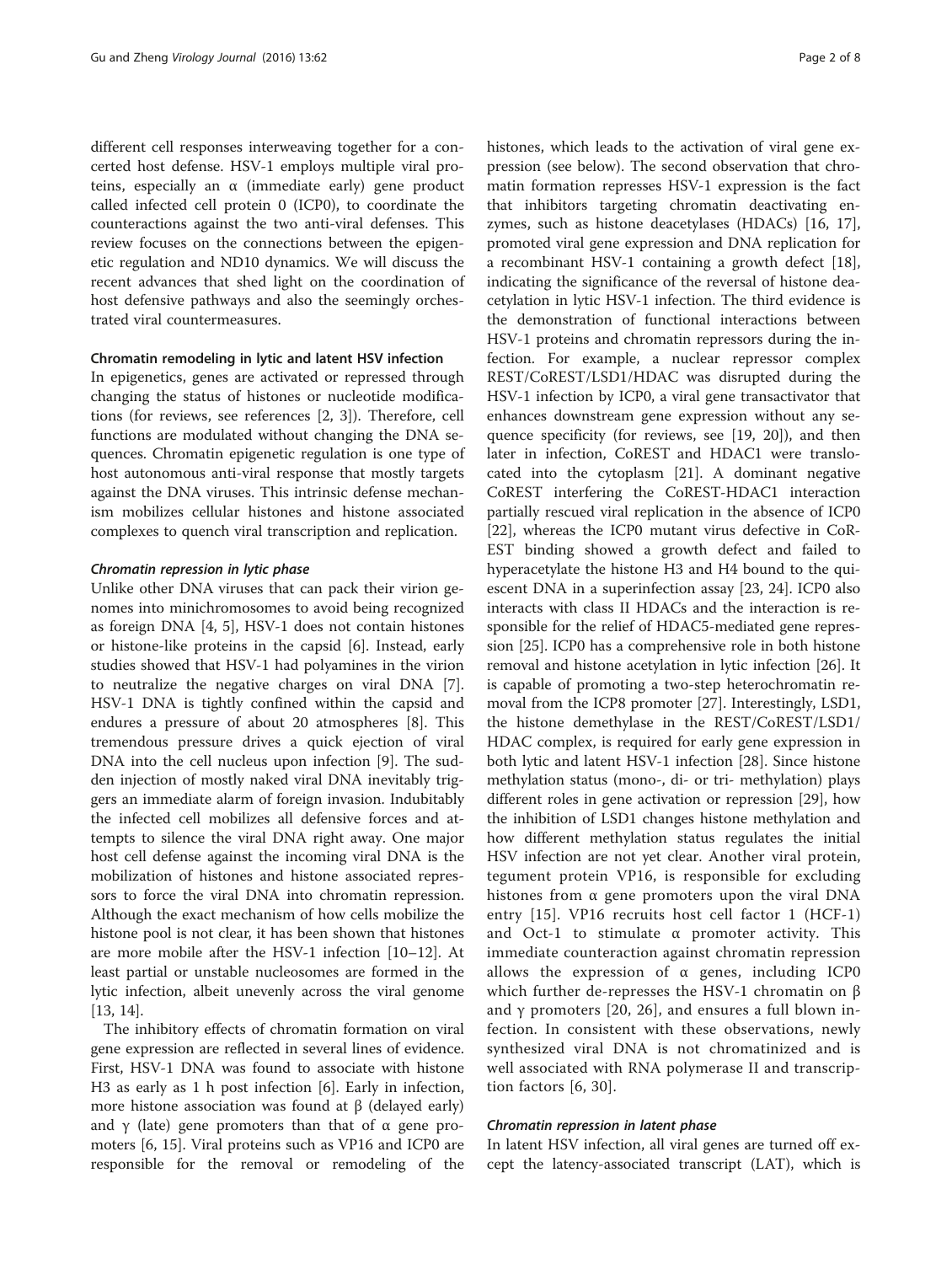different cell responses interweaving together for a concerted host defense. HSV-1 employs multiple viral proteins, especially an α (immediate early) gene product called infected cell protein 0 (ICP0), to coordinate the counteractions against the two anti-viral defenses. This review focuses on the connections between the epigenetic regulation and ND10 dynamics. We will discuss the recent advances that shed light on the coordination of host defensive pathways and also the seemingly orchestrated viral countermeasures.

## Chromatin remodeling in lytic and latent HSV infection

In epigenetics, genes are activated or repressed through changing the status of histones or nucleotide modifications (for reviews, see references [2, 3]). Therefore, cell functions are modulated without changing the DNA sequences. Chromatin epigenetic regulation is one type of host autonomous anti-viral response that mostly targets against the DNA viruses. This intrinsic defense mechanism mobilizes cellular histones and histone associated complexes to quench viral transcription and replication.

### *Chromatin repression in lytic phase*

Unlike other DNA viruses that can pack their virion genomes into minichromosomes to avoid being recognized as foreign DNA [4, 5], HSV-1 does not contain histones or histone-like proteins in the capsid [6]. Instead, early studies showed that HSV-1 had polyamines in the virion to neutralize the negative charges on viral DNA [7]. HSV-1 DNA is tightly confined within the capsid and endures a pressure of about 20 atmospheres [8]. This tremendous pressure drives a quick ejection of viral DNA into the cell nucleus upon infection [9]. The sudden injection of mostly naked viral DNA inevitably triggers an immediate alarm of foreign invasion. Indubitably the infected cell mobilizes all defensive forces and attempts to silence the viral DNA right away. One major host cell defense against the incoming viral DNA is the mobilization of histones and histone associated repressors to force the viral DNA into chromatin repression. Although the exact mechanism of how cells mobilize the histone pool is not clear, it has been shown that histones are more mobile after the HSV-1 infection [10–12]. At least partial or unstable nucleosomes are formed in the lytic infection, albeit unevenly across the viral genome [13, 14].

The inhibitory effects of chromatin formation on viral gene expression are reflected in several lines of evidence. First, HSV-1 DNA was found to associate with histone H3 as early as 1 h post infection [6]. Early in infection, more histone association was found at β (delayed early) and γ (late) gene promoters than that of α gene promoters [6, 15]. Viral proteins such as VP16 and ICP0 are responsible for the removal or remodeling of the histones, which leads to the activation of viral gene expression (see below). The second observation that chromatin formation represses HSV-1 expression is the fact that inhibitors targeting chromatin deactivating enzymes, such as histone deacetylases (HDACs) [16, 17], promoted viral gene expression and DNA replication for a recombinant HSV-1 containing a growth defect [18], indicating the significance of the reversal of histone deacetylation in lytic HSV-1 infection. The third evidence is the demonstration of functional interactions between HSV-1 proteins and chromatin repressors during the infection. For example, a nuclear repressor complex REST/CoREST/LSD1/HDAC was disrupted during the HSV-1 infection by ICP0, a viral gene transactivator that enhances downstream gene expression without any sequence specificity (for reviews, see [19, 20]), and then later in infection, CoREST and HDAC1 were translocated into the cytoplasm [21]. A dominant negative CoREST interfering the CoREST-HDAC1 interaction partially rescued viral replication in the absence of ICP0 [22], whereas the ICP0 mutant virus defective in CoREST binding showed a growth defect and failed to hyperacetylate the histone H3 and H4 bound to the quiescent DNA in a superinfection assay [23, 24]. ICP0 also interacts with class II HDACs and the interaction is responsible for the relief of HDAC5-mediated gene repression [25]. ICP0 has a comprehensive role in both histone removal and histone acetylation in lytic infection [26]. It is capable of promoting a two-step heterochromatin removal from the ICP8 promoter [27]. Interestingly, LSD1, the histone demethylase in the REST/CoREST/LSD1/HDAC complex, is required for early gene expression in both lytic and latent HSV-1 infection [28]. Since histone methylation status (mono-, di- or tri- methylation) plays different roles in gene activation or repression [29], how the inhibition of LSD1 changes histone methylation and how different methylation status regulates the initial HSV infection are not yet clear. Another viral protein, tegument protein VP16, is responsible for excluding histones from α gene promoters upon the viral DNA entry [15]. VP16 recruits host cell factor 1 (HCF-1) and Oct-1 to stimulate α promoter activity. This immediate counteraction against chromatin repression allows the expression of α genes, including ICP0 which further de-represses the HSV-1 chromatin on β and γ promoters [20, 26], and ensures a full blown infection. In consistent with these observations, newly synthesized viral DNA is not chromatinized and is well associated with RNA polymerase II and transcription factors [6, 30].

### *Chromatin repression in latent phase*

In latent HSV infection, all viral genes are turned off except the latency-associated transcript (LAT), which is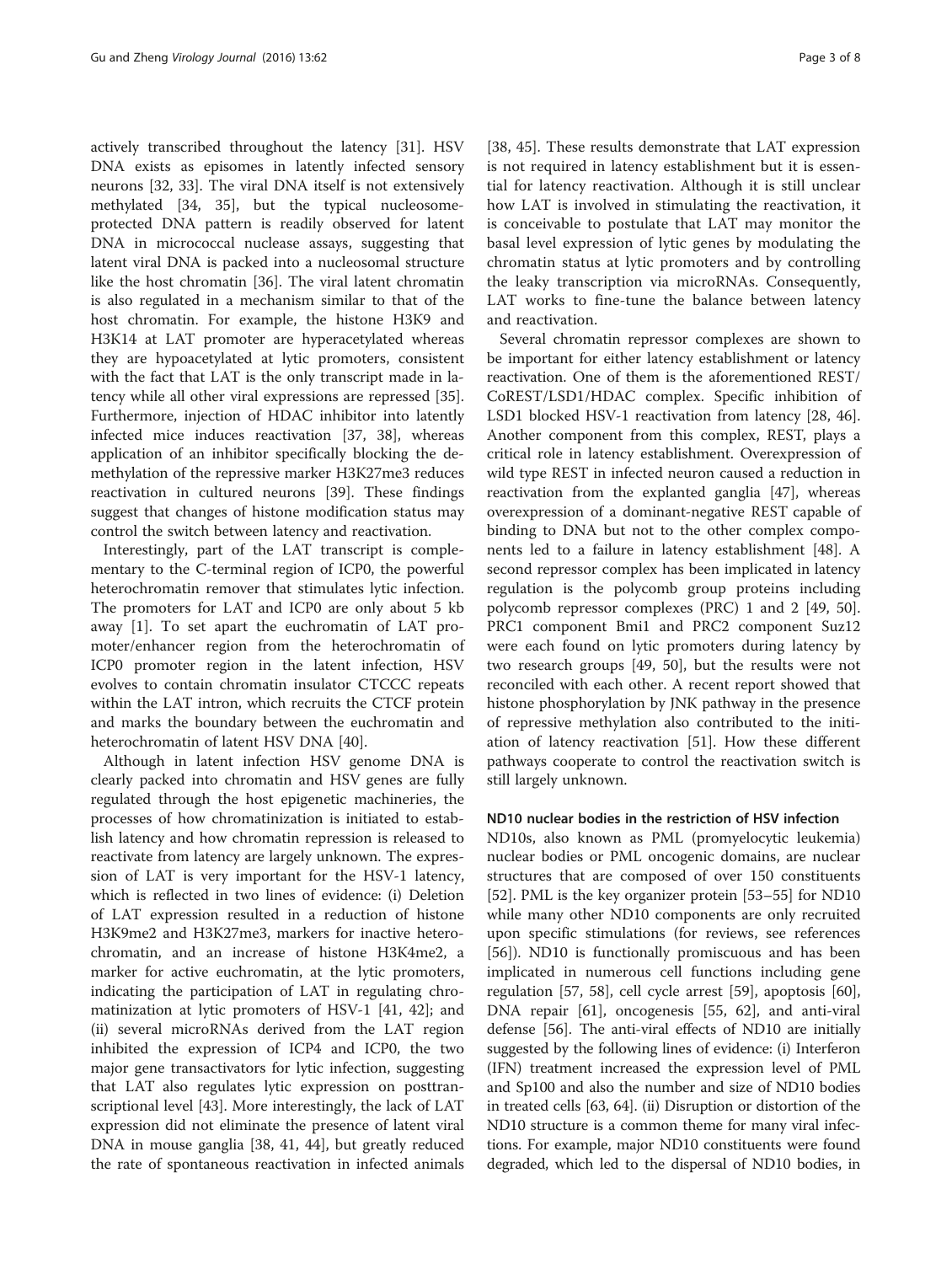actively transcribed throughout the latency [31]. HSV DNA exists as episomes in latently infected sensory neurons [32, 33]. The viral DNA itself is not extensively methylated [34, 35], but the typical nucleosome-protected DNA pattern is readily observed for latent DNA in micrococcal nuclease assays, suggesting that latent viral DNA is packed into a nucleosomal structure like the host chromatin [36]. The viral latent chromatin is also regulated in a mechanism similar to that of the host chromatin. For example, the histone H3K9 and H3K14 at LAT promoter are hyperacetylated whereas they are hypoacetylated at lytic promoters, consistent with the fact that LAT is the only transcript made in latency while all other viral expressions are repressed [35]. Furthermore, injection of HDAC inhibitor into latently infected mice induces reactivation [37, 38], whereas application of an inhibitor specifically blocking the demethylation of the repressive marker H3K27me3 reduces reactivation in cultured neurons [39]. These findings suggest that changes of histone modification status may control the switch between latency and reactivation.

Interestingly, part of the LAT transcript is complementary to the C-terminal region of ICP0, the powerful heterochromatin remover that stimulates lytic infection. The promoters for LAT and ICP0 are only about 5 kb away [1]. To set apart the euchromatin of LAT promoter/enhancer region from the heterochromatin of ICP0 promoter region in the latent infection, HSV evolves to contain chromatin insulator CTCCC repeats within the LAT intron, which recruits the CTCF protein and marks the boundary between the euchromatin and heterochromatin of latent HSV DNA [40].

Although in latent infection HSV genome DNA is clearly packed into chromatin and HSV genes are fully regulated through the host epigenetic machineries, the processes of how chromatinization is initiated to establish latency and how chromatin repression is released to reactivate from latency are largely unknown. The expression of LAT is very important for the HSV-1 latency, which is reflected in two lines of evidence: (i) Deletion of LAT expression resulted in a reduction of histone H3K9me2 and H3K27me3, markers for inactive heterochromatin, and an increase of histone H3K4me2, a marker for active euchromatin, at the lytic promoters, indicating the participation of LAT in regulating chromatinization at lytic promoters of HSV-1 [41, 42]; and (ii) several microRNAs derived from the LAT region inhibited the expression of ICP4 and ICP0, the two major gene transactivators for lytic infection, suggesting that LAT also regulates lytic expression on posttranscriptional level [43]. More interestingly, the lack of LAT expression did not eliminate the presence of latent viral DNA in mouse ganglia [38, 41, 44], but greatly reduced the rate of spontaneous reactivation in infected animals [38, 45]. These results demonstrate that LAT expression is not required in latency establishment but it is essential for latency reactivation. Although it is still unclear how LAT is involved in stimulating the reactivation, it is conceivable to postulate that LAT may monitor the basal level expression of lytic genes by modulating the chromatin status at lytic promoters and by controlling the leaky transcription via microRNAs. Consequently, LAT works to fine-tune the balance between latency and reactivation.

Several chromatin repressor complexes are shown to be important for either latency establishment or latency reactivation. One of them is the aforementioned REST/CoREST/LSD1/HDAC complex. Specific inhibition of LSD1 blocked HSV-1 reactivation from latency [28, 46]. Another component from this complex, REST, plays a critical role in latency establishment. Overexpression of wild type REST in infected neuron caused a reduction in reactivation from the explanted ganglia [47], whereas overexpression of a dominant-negative REST capable of binding to DNA but not to the other complex components led to a failure in latency establishment [48]. A second repressor complex has been implicated in latency regulation is the polycomb group proteins including polycomb repressor complexes (PRC) 1 and 2 [49, 50]. PRC1 component Bmi1 and PRC2 component Suz12 were each found on lytic promoters during latency by two research groups [49, 50], but the results were not reconciled with each other. A recent report showed that histone phosphorylation by JNK pathway in the presence of repressive methylation also contributed to the initiation of latency reactivation [51]. How these different pathways cooperate to control the reactivation switch is still largely unknown.

#### ND10 nuclear bodies in the restriction of HSV infection

ND10s, also known as PML (promyelocytic leukemia) nuclear bodies or PML oncogenic domains, are nuclear structures that are composed of over 150 constituents [52]. PML is the key organizer protein [53–55] for ND10 while many other ND10 components are only recruited upon specific stimulations (for reviews, see references [56]). ND10 is functionally promiscuous and has been implicated in numerous cell functions including gene regulation [57, 58], cell cycle arrest [59], apoptosis [60], DNA repair [61], oncogenesis [55, 62], and anti-viral defense [56]. The anti-viral effects of ND10 are initially suggested by the following lines of evidence: (i) Interferon (IFN) treatment increased the expression level of PML and Sp100 and also the number and size of ND10 bodies in treated cells [63, 64]. (ii) Disruption or distortion of the ND10 structure is a common theme for many viral infections. For example, major ND10 constituents were found degraded, which led to the dispersal of ND10 bodies, in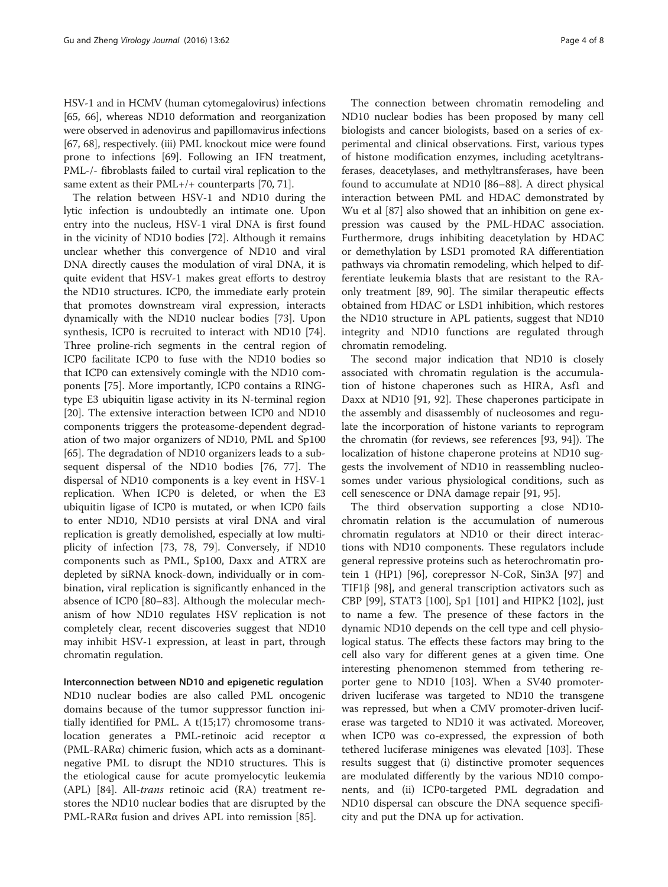HSV-1 and in HCMV (human cytomegalovirus) infections [65, 66], whereas ND10 deformation and reorganization were observed in adenovirus and papillomavirus infections [67, 68], respectively. (iii) PML knockout mice were found prone to infections [69]. Following an IFN treatment, PML-/- fibroblasts failed to curtail viral replication to the same extent as their PML+/+ counterparts [70, 71].

The relation between HSV-1 and ND10 during the lytic infection is undoubtedly an intimate one. Upon entry into the nucleus, HSV-1 viral DNA is first found in the vicinity of ND10 bodies [72]. Although it remains unclear whether this convergence of ND10 and viral DNA directly causes the modulation of viral DNA, it is quite evident that HSV-1 makes great efforts to destroy the ND10 structures. ICP0, the immediate early protein that promotes downstream viral expression, interacts dynamically with the ND10 nuclear bodies [73]. Upon synthesis, ICP0 is recruited to interact with ND10 [74]. Three proline-rich segments in the central region of ICP0 facilitate ICP0 to fuse with the ND10 bodies so that ICP0 can extensively comingle with the ND10 components [75]. More importantly, ICP0 contains a RING-type E3 ubiquitin ligase activity in its N-terminal region [20]. The extensive interaction between ICP0 and ND10 components triggers the proteasome-dependent degradation of two major organizers of ND10, PML and Sp100 [65]. The degradation of ND10 organizers leads to a subsequent dispersal of the ND10 bodies [76, 77]. The dispersal of ND10 components is a key event in HSV-1 replication. When ICP0 is deleted, or when the E3 ubiquitin ligase of ICP0 is mutated, or when ICP0 fails to enter ND10, ND10 persists at viral DNA and viral replication is greatly demolished, especially at low multiplicity of infection [73, 78, 79]. Conversely, if ND10 components such as PML, Sp100, Daxx and ATRX are depleted by siRNA knock-down, individually or in combination, viral replication is significantly enhanced in the absence of ICP0 [80–83]. Although the molecular mechanism of how ND10 regulates HSV replication is not completely clear, recent discoveries suggest that ND10 may inhibit HSV-1 expression, at least in part, through chromatin regulation.

## Interconnection between ND10 and epigenetic regulation

ND10 nuclear bodies are also called PML oncogenic domains because of the tumor suppressor function initially identified for PML. A t(15;17) chromosome translocation generates a PML-retinoic acid receptor α (PML-RARα) chimeric fusion, which acts as a dominant-negative PML to disrupt the ND10 structures. This is the etiological cause for acute promyelocytic leukemia (APL) [84]. All-*trans* retinoic acid (RA) treatment restores the ND10 nuclear bodies that are disrupted by the PML-RARα fusion and drives APL into remission [85].

The connection between chromatin remodeling and ND10 nuclear bodies has been proposed by many cell biologists and cancer biologists, based on a series of experimental and clinical observations. First, various types of histone modification enzymes, including acetyltransferases, deacetylases, and methyltransferases, have been found to accumulate at ND10 [86–88]. A direct physical interaction between PML and HDAC demonstrated by Wu et al [87] also showed that an inhibition on gene expression was caused by the PML-HDAC association. Furthermore, drugs inhibiting deacetylation by HDAC or demethylation by LSD1 promoted RA differentiation pathways via chromatin remodeling, which helped to differentiate leukemia blasts that are resistant to the RA-only treatment [89, 90]. The similar therapeutic effects obtained from HDAC or LSD1 inhibition, which restores the ND10 structure in APL patients, suggest that ND10 integrity and ND10 functions are regulated through chromatin remodeling.

The second major indication that ND10 is closely associated with chromatin regulation is the accumulation of histone chaperones such as HIRA, Asf1 and Daxx at ND10 [91, 92]. These chaperones participate in the assembly and disassembly of nucleosomes and regulate the incorporation of histone variants to reprogram the chromatin (for reviews, see references [93, 94]). The localization of histone chaperone proteins at ND10 suggests the involvement of ND10 in reassembling nucleosomes under various physiological conditions, such as cell senescence or DNA damage repair [91, 95].

The third observation supporting a close ND10-chromatin relation is the accumulation of numerous chromatin regulators at ND10 or their direct interactions with ND10 components. These regulators include general repressive proteins such as heterochromatin protein 1 (HP1) [96], corepressor N-CoR, Sin3A [97] and TIF1β [98], and general transcription activators such as CBP [99], STAT3 [100], Sp1 [101] and HIPK2 [102], just to name a few. The presence of these factors in the dynamic ND10 depends on the cell type and cell physiological status. The effects these factors may bring to the cell also vary for different genes at a given time. One interesting phenomenon stemmed from tethering reporter gene to ND10 [103]. When a SV40 promoter-driven luciferase was targeted to ND10 the transgene was repressed, but when a CMV promoter-driven luciferase was targeted to ND10 it was activated. Moreover, when ICP0 was co-expressed, the expression of both tethered luciferase minigenes was elevated [103]. These results suggest that (i) distinctive promoter sequences are modulated differently by the various ND10 components, and (ii) ICP0-targeted PML degradation and ND10 dispersal can obscure the DNA sequence specificity and put the DNA up for activation.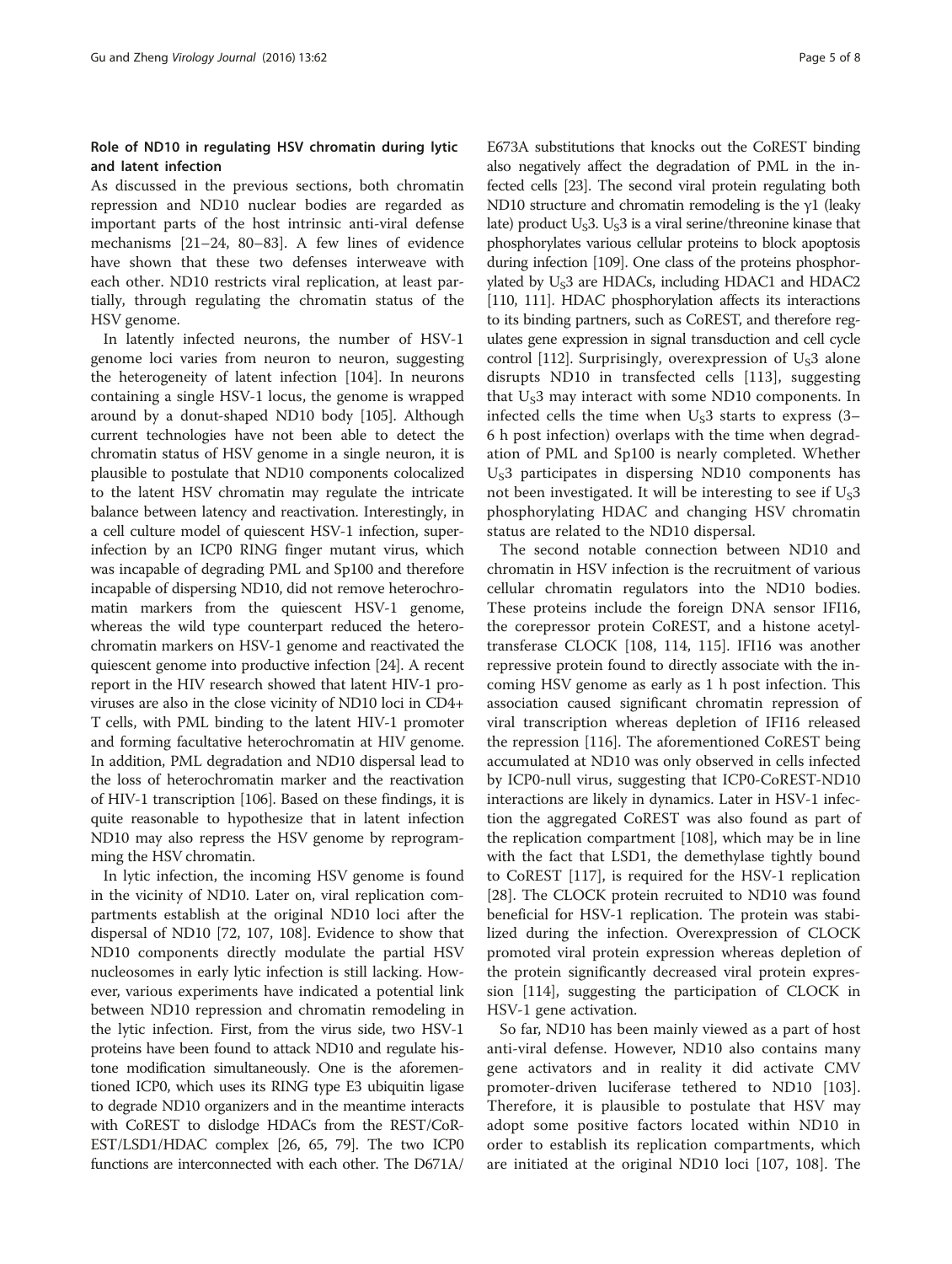## Role of ND10 in regulating HSV chromatin during lytic and latent infection

As discussed in the previous sections, both chromatin repression and ND10 nuclear bodies are regarded as important parts of the host intrinsic anti-viral defense mechanisms [21–24, 80–83]. A few lines of evidence have shown that these two defenses interweave with each other. ND10 restricts viral replication, at least partially, through regulating the chromatin status of the HSV genome.

In latently infected neurons, the number of HSV-1 genome loci varies from neuron to neuron, suggesting the heterogeneity of latent infection [104]. In neurons containing a single HSV-1 locus, the genome is wrapped around by a donut-shaped ND10 body [105]. Although current technologies have not been able to detect the chromatin status of HSV genome in a single neuron, it is plausible to postulate that ND10 components colocalized to the latent HSV chromatin may regulate the intricate balance between latency and reactivation. Interestingly, in a cell culture model of quiescent HSV-1 infection, superinfection by an ICP0 RING finger mutant virus, which was incapable of degrading PML and Sp100 and therefore incapable of dispersing ND10, did not remove heterochromatin markers from the quiescent HSV-1 genome, whereas the wild type counterpart reduced the heterochromatin markers on HSV-1 genome and reactivated the quiescent genome into productive infection [24]. A recent report in the HIV research showed that latent HIV-1 proviruses are also in the close vicinity of ND10 loci in CD4+ T cells, with PML binding to the latent HIV-1 promoter and forming facultative heterochromatin at HIV genome. In addition, PML degradation and ND10 dispersal lead to the loss of heterochromatin marker and the reactivation of HIV-1 transcription [106]. Based on these findings, it is quite reasonable to hypothesize that in latent infection ND10 may also repress the HSV genome by reprogramming the HSV chromatin.

In lytic infection, the incoming HSV genome is found in the vicinity of ND10. Later on, viral replication compartments establish at the original ND10 loci after the dispersal of ND10 [72, 107, 108]. Evidence to show that ND10 components directly modulate the partial HSV nucleosomes in early lytic infection is still lacking. However, various experiments have indicated a potential link between ND10 repression and chromatin remodeling in the lytic infection. First, from the virus side, two HSV-1 proteins have been found to attack ND10 and regulate histone modification simultaneously. One is the aforementioned ICP0, which uses its RING type E3 ubiquitin ligase to degrade ND10 organizers and in the meantime interacts with CoREST to dislodge HDACs from the REST/CoREST/LSD1/HDAC complex [26, 65, 79]. The two ICP0 functions are interconnected with each other. The D671A/E673A substitutions that knocks out the CoREST binding also negatively affect the degradation of PML in the infected cells [23]. The second viral protein regulating both ND10 structure and chromatin remodeling is the γ1 (leaky late) product $U_S3$. $U_S3$ is a viral serine/threonine kinase that phosphorylates various cellular proteins to block apoptosis during infection [109]. One class of the proteins phosphorylated by $U_S3$ are HDACs, including HDAC1 and HDAC2 [110, 111]. HDAC phosphorylation affects its interactions to its binding partners, such as CoREST, and therefore regulates gene expression in signal transduction and cell cycle control [112]. Surprisingly, overexpression of $U_S3$ alone disrupts ND10 in transfected cells [113], suggesting that $U_S3$ may interact with some ND10 components. In infected cells the time when $U_S3$ starts to express (3–6 h post infection) overlaps with the time when degradation of PML and Sp100 is nearly completed. Whether $U_S3$ participates in dispersing ND10 components has not been investigated. It will be interesting to see if $U_S3$ phosphorylating HDAC and changing HSV chromatin status are related to the ND10 dispersal.

The second notable connection between ND10 and chromatin in HSV infection is the recruitment of various cellular chromatin regulators into the ND10 bodies. These proteins include the foreign DNA sensor IFI16, the corepressor protein CoREST, and a histone acetyltransferase CLOCK [108, 114, 115]. IFI16 was another repressive protein found to directly associate with the incoming HSV genome as early as 1 h post infection. This association caused significant chromatin repression of viral transcription whereas depletion of IFI16 released the repression [116]. The aforementioned CoREST being accumulated at ND10 was only observed in cells infected by ICP0-null virus, suggesting that ICP0-CoREST-ND10 interactions are likely in dynamics. Later in HSV-1 infection the aggregated CoREST was also found as part of the replication compartment [108], which may be in line with the fact that LSD1, the demethylase tightly bound to CoREST [117], is required for the HSV-1 replication [28]. The CLOCK protein recruited to ND10 was found beneficial for HSV-1 replication. The protein was stabilized during the infection. Overexpression of CLOCK promoted viral protein expression whereas depletion of the protein significantly decreased viral protein expression [114], suggesting the participation of CLOCK in HSV-1 gene activation.

So far, ND10 has been mainly viewed as a part of host anti-viral defense. However, ND10 also contains many gene activators and in reality it did activate CMV promoter-driven luciferase tethered to ND10 [103]. Therefore, it is plausible to postulate that HSV may adopt some positive factors located within ND10 in order to establish its replication compartments, which are initiated at the original ND10 loci [107, 108]. The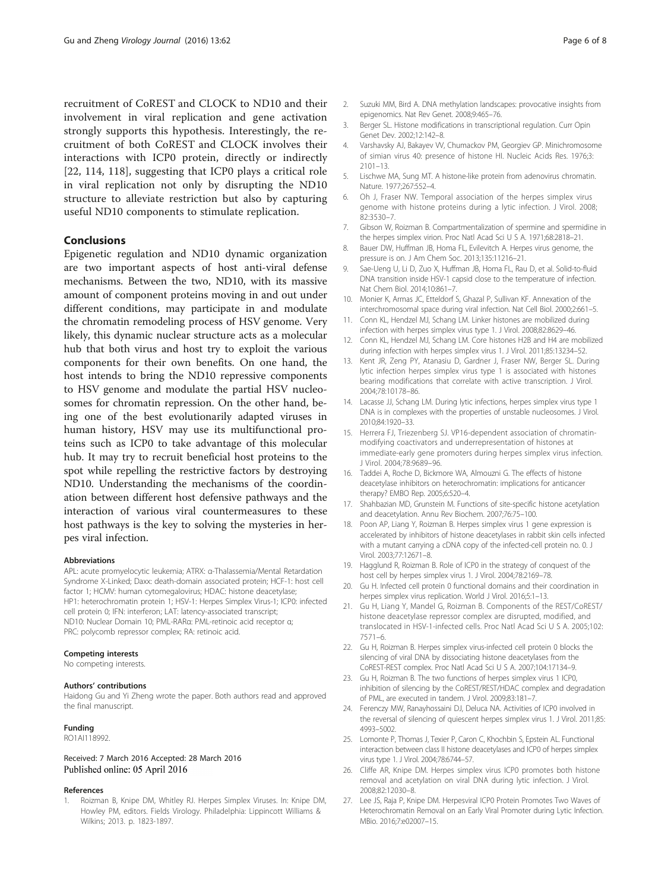recruitment of CoREST and CLOCK to ND10 and their involvement in viral replication and gene activation strongly supports this hypothesis. Interestingly, the recruitment of both CoREST and CLOCK involves their interactions with ICP0 protein, directly or indirectly [22, 114, 118], suggesting that ICP0 plays a critical role in viral replication not only by disrupting the ND10 structure to alleviate restriction but also by capturing useful ND10 components to stimulate replication.

## Conclusions

Epigenetic regulation and ND10 dynamic organization are two important aspects of host anti-viral defense mechanisms. Between the two, ND10, with its massive amount of component proteins moving in and out under different conditions, may participate in and modulate the chromatin remodeling process of HSV genome. Very likely, this dynamic nuclear structure acts as a molecular hub that both virus and host try to exploit the various components for their own benefits. On one hand, the host intends to bring the ND10 repressive components to HSV genome and modulate the partial HSV nucleosomes for chromatin repression. On the other hand, being one of the best evolutionarily adapted viruses in human history, HSV may use its multifunctional proteins such as ICP0 to take advantage of this molecular hub. It may try to recruit beneficial host proteins to the spot while repelling the restrictive factors by destroying ND10. Understanding the mechanisms of the coordination between different host defensive pathways and the interaction of various viral countermeasures to these host pathways is the key to solving the mysteries in herpes viral infection.

#### Abbreviations

APL: acute promyelocytic leukemia; ATRX: α-Thalassemia/Mental Retardation Syndrome X-Linked; Daxx: death-domain associated protein; HCF-1: host cell factor 1; HCMV: human cytomegalovirus; HDAC: histone deacetylase; HP1: heterochromatin protein 1; HSV-1: Herpes Simplex Virus-1; ICP0: infected cell protein 0; IFN: interferon; LAT: latency-associated transcript; ND10: Nuclear Domain 10; PML-RARα: PML-retinoic acid receptor α; PRC: polycomb repressor complex; RA: retinoic acid.

#### Competing interests

No competing interests.

#### Authors' contributions

Haidong Gu and Yi Zheng wrote the paper. Both authors read and approved the final manuscript.

#### Funding

RO1AI118992.

Received: 7 March 2016 Accepted: 28 March 2016
Published online: 05 April 2016

#### References

1. Roizman B, Knipe DM, Whitley RJ. Herpes Simplex Viruses. In: Knipe DM, Howley PM, editors. Fields Virology. Philadelphia: Lippincott Williams & Wilkins; 2013. p. 1823-1897.
2. Suzuki MM, Bird A. DNA methylation landscapes: provocative insights from epigenomics. Nat Rev Genet. 2008;9:465–76.
3. Berger SL. Histone modifications in transcriptional regulation. Curr Opin Genet Dev. 2002;12:142–8.
4. Varshavsky AJ, Bakayev VV, Chumackov PM, Georgiev GP. Minichromosome of simian virus 40: presence of histone HI. Nucleic Acids Res. 1976;3: 2101–13.
5. Lischwe MA, Sung MT. A histone-like protein from adenovirus chromatin. Nature. 1977;267:552–4.
6. Oh J, Fraser NW. Temporal association of the herpes simplex virus genome with histone proteins during a lytic infection. J Virol. 2008; 82:3530–7.
7. Gibson W, Roizman B. Compartmentalization of spermine and spermidine in the herpes simplex virion. Proc Natl Acad Sci U S A. 1971;68:2818–21.
8. Bauer DW, Huffman JB, Homa FL, Evilevitch A. Herpes virus genome, the pressure is on. J Am Chem Soc. 2013;135:11216–21.
9. Sae-Ueng U, Li D, Zuo X, Huffman JB, Homa FL, Rau D, et al. Solid-to-fluid DNA transition inside HSV-1 capsid close to the temperature of infection. Nat Chem Biol. 2014;10:861–7.
10. Monier K, Armas JC, Etteldorf S, Ghazal P, Sullivan KF. Annexation of the interchromosomal space during viral infection. Nat Cell Biol. 2000;2:661–5.
11. Conn KL, Hendzel MJ, Schang LM. Linker histones are mobilized during infection with herpes simplex virus type 1. J Virol. 2008;82:8629–46.
12. Conn KL, Hendzel MJ, Schang LM. Core histones H2B and H4 are mobilized during infection with herpes simplex virus 1. J Virol. 2011;85:13234–52.
13. Kent JR, Zeng PY, Atanasiu D, Gardner J, Fraser NW, Berger SL. During lytic infection herpes simplex virus type 1 is associated with histones bearing modifications that correlate with active transcription. J Virol. 2004;78:10178–86.
14. Lacasse JJ, Schang LM. During lytic infections, herpes simplex virus type 1 DNA is in complexes with the properties of unstable nucleosomes. J Virol. 2010;84:1920–33.
15. Herrera FJ, Triezenberg SJ. VP16-dependent association of chromatin-modifying coactivators and underrepresentation of histones at immediate-early gene promoters during herpes simplex virus infection. J Virol. 2004;78:9689–96.
16. Taddei A, Roche D, Bickmore WA, Almouzni G. The effects of histone deacetylase inhibitors on heterochromatin: implications for anticancer therapy? EMBO Rep. 2005;6:520–4.
17. Shahbazian MD, Grunstein M. Functions of site-specific histone acetylation and deacetylation. Annu Rev Biochem. 2007;76:75–100.
18. Poon AP, Liang Y, Roizman B. Herpes simplex virus 1 gene expression is accelerated by inhibitors of histone deacetylases in rabbit skin cells infected with a mutant carrying a cDNA copy of the infected-cell protein no. 0. J Virol. 2003;77:12671–8.
19. Hagglund R, Roizman B. Role of ICP0 in the strategy of conquest of the host cell by herpes simplex virus 1. J Virol. 2004;78:2169–78.
20. Gu H. Infected cell protein 0 functional domains and their coordination in herpes simplex virus replication. World J Virol. 2016;5:1–13.
21. Gu H, Liang Y, Mandel G, Roizman B. Components of the REST/CoREST/histone deacetylase repressor complex are disrupted, modified, and translocated in HSV-1-infected cells. Proc Natl Acad Sci U S A. 2005;102: 7571–6.
22. Gu H, Roizman B. Herpes simplex virus-infected cell protein 0 blocks the silencing of viral DNA by dissociating histone deacetylases from the CoREST-REST complex. Proc Natl Acad Sci U S A. 2007;104:17134–9.
23. Gu H, Roizman B. The two functions of herpes simplex virus 1 ICP0, inhibition of silencing by the CoREST/REST/HDAC complex and degradation of PML, are executed in tandem. J Virol. 2009;83:181–7.
24. Ferenczy MW, Ranayhossaini DJ, Deluca NA. Activities of ICP0 involved in the reversal of silencing of quiescent herpes simplex virus 1. J Virol. 2011;85: 4993–5002.
25. Lomonte P, Thomas J, Texier P, Caron C, Khochbin S, Epstein AL. Functional interaction between class II histone deacetylases and ICP0 of herpes simplex virus type 1. J Virol. 2004;78:6744–57.
26. Cliffe AR, Knipe DM. Herpes simplex virus ICP0 promotes both histone removal and acetylation on viral DNA during lytic infection. J Virol. 2008;82:12030–8.
27. Lee JS, Raja P, Knipe DM. Herpesviral ICP0 Protein Promotes Two Waves of Heterochromatin Removal on an Early Viral Promoter during Lytic Infection. MBio. 2016;7:e02007–15.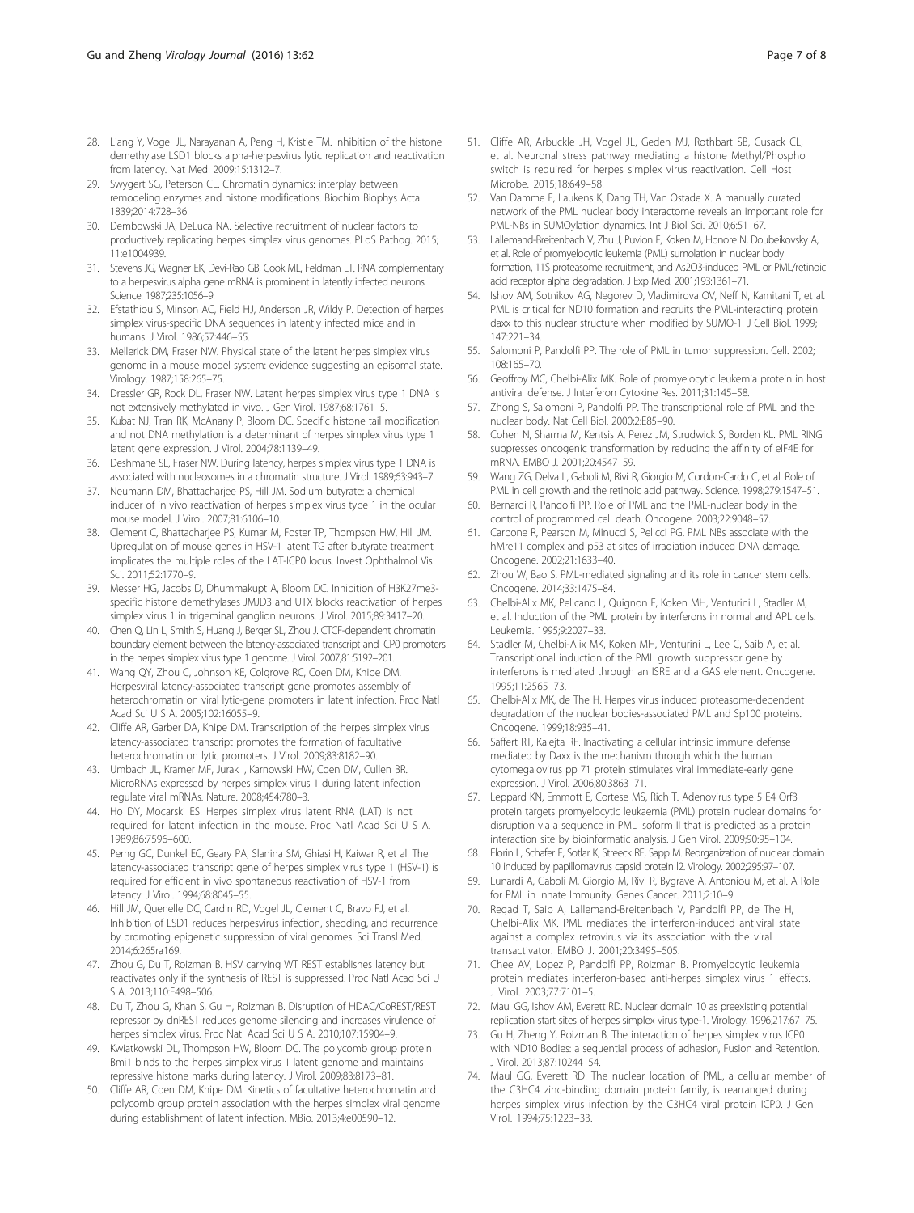28. Liang Y, Vogel JL, Narayanan A, Peng H, Kristie TM. Inhibition of the histone demethylase LSD1 blocks alpha-herpesvirus lytic replication and reactivation from latency. Nat Med. 2009;15:1312–7.
29. Swygert SG, Peterson CL. Chromatin dynamics: interplay between remodeling enzymes and histone modifications. Biochim Biophys Acta. 1839;2014:728–36.
30. Dembowski JA, DeLuca NA. Selective recruitment of nuclear factors to productively replicating herpes simplex virus genomes. PLoS Pathog. 2015; 11:e1004939.
31. Stevens JG, Wagner EK, Devi-Rao GB, Cook ML, Feldman LT. RNA complementary to a herpesvirus alpha gene mRNA is prominent in latently infected neurons. Science. 1987;235:1056–9.
32. Efstathiou S, Minson AC, Field HJ, Anderson JR, Wildy P. Detection of herpes simplex virus-specific DNA sequences in latently infected mice and in humans. J Virol. 1986;57:446–55.
33. Mellerick DM, Fraser NW. Physical state of the latent herpes simplex virus genome in a mouse model system: evidence suggesting an episomal state. Virology. 1987;158:265–75.
34. Dressler GR, Rock DL, Fraser NW. Latent herpes simplex virus type 1 DNA is not extensively methylated in vivo. J Gen Virol. 1987;68:1761–5.
35. Kubat NJ, Tran RK, McAnany P, Bloom DC. Specific histone tail modification and not DNA methylation is a determinant of herpes simplex virus type 1 latent gene expression. J Virol. 2004;78:1139–49.
36. Deshmane SL, Fraser NW. During latency, herpes simplex virus type 1 DNA is associated with nucleosomes in a chromatin structure. J Virol. 1989;63:943–7.
37. Neumann DM, Bhattacharjee PS, Hill JM. Sodium butyrate: a chemical inducer of in vivo reactivation of herpes simplex virus type 1 in the ocular mouse model. J Virol. 2007;81:6106–10.
38. Clement C, Bhattacharjee PS, Kumar M, Foster TP, Thompson HW, Hill JM. Upregulation of mouse genes in HSV-1 latent TG after butyrate treatment implicates the multiple roles of the LAT-ICP0 locus. Invest Ophthalmol Vis Sci. 2011;52:1770–9.
39. Messer HG, Jacobs D, Dhummakupt A, Bloom DC. Inhibition of H3K27me3-specific histone demethylases JMJD3 and UTX blocks reactivation of herpes simplex virus 1 in trigeminal ganglion neurons. J Virol. 2015;89:3417–20.
40. Chen Q, Lin L, Smith S, Huang J, Berger SL, Zhou J. CTCF-dependent chromatin boundary element between the latency-associated transcript and ICP0 promoters in the herpes simplex virus type 1 genome. J Virol. 2007;81:5192–201.
41. Wang QY, Zhou C, Johnson KE, Colgrove RC, Coen DM, Knipe DM. Herpesviral latency-associated transcript gene promotes assembly of heterochromatin on viral lytic-gene promoters in latent infection. Proc Natl Acad Sci U S A. 2005;102:16055–9.
42. Cliffe AR, Garber DA, Knipe DM. Transcription of the herpes simplex virus latency-associated transcript promotes the formation of facultative heterochromatin on lytic promoters. J Virol. 2009;83:8182–90.
43. Umbach JL, Kramer MF, Jurak I, Karnowski HW, Coen DM, Cullen BR. MicroRNAs expressed by herpes simplex virus 1 during latent infection regulate viral mRNAs. Nature. 2008;454:780–3.
44. Ho DY, Mocarski ES. Herpes simplex virus latent RNA (LAT) is not required for latent infection in the mouse. Proc Natl Acad Sci U S A. 1989;86:7596–600.
45. Perng GC, Dunkel EC, Geary PA, Slanina SM, Ghiasi H, Kaiwar R, et al. The latency-associated transcript gene of herpes simplex virus type 1 (HSV-1) is required for efficient in vivo spontaneous reactivation of HSV-1 from latency. J Virol. 1994;68:8045–55.
46. Hill JM, Quenelle DC, Cardin RD, Vogel JL, Clement C, Bravo FJ, et al. Inhibition of LSD1 reduces herpesvirus infection, shedding, and recurrence by promoting epigenetic suppression of viral genomes. Sci Transl Med. 2014;6:265ra169.
47. Zhou G, Du T, Roizman B. HSV carrying WT REST establishes latency but reactivates only if the synthesis of REST is suppressed. Proc Natl Acad Sci U S A. 2013;110:E498–506.
48. Du T, Zhou G, Khan S, Gu H, Roizman B. Disruption of HDAC/CoREST/REST repressor by dnREST reduces genome silencing and increases virulence of herpes simplex virus. Proc Natl Acad Sci U S A. 2010;107:15904–9.
49. Kwiatkowski DL, Thompson HW, Bloom DC. The polycomb group protein Bmi1 binds to the herpes simplex virus 1 latent genome and maintains repressive histone marks during latency. J Virol. 2009;83:8173–81.
50. Cliffe AR, Coen DM, Knipe DM. Kinetics of facultative heterochromatin and polycomb group protein association with the herpes simplex viral genome during establishment of latent infection. MBio. 2013;4:e00590–12.
51. Cliffe AR, Arbuckle JH, Vogel JL, Geden MJ, Rothbart SB, Cusack CL, et al. Neuronal stress pathway mediating a histone Methyl/Phospho switch is required for herpes simplex virus reactivation. Cell Host Microbe. 2015;18:649–58.
52. Van Damme E, Laukens K, Dang TH, Van Ostade X. A manually curated network of the PML nuclear body interactome reveals an important role for PML-NBs in SUMOylation dynamics. Int J Biol Sci. 2010;6:51–67.
53. Lallemand-Breitenbach V, Zhu J, Puvion F, Koken M, Honore N, Doubeikovsky A, et al. Role of promyelocytic leukemia (PML) sumolation in nuclear body formation, 11S proteasome recruitment, and As2O3-induced PML or PML/retinoic acid receptor alpha degradation. J Exp Med. 2001;193:1361–71.
54. Ishov AM, Sotnikov AG, Negorev D, Vladimirova OV, Neff N, Kamitani T, et al. PML is critical for ND10 formation and recruits the PML-interacting protein daxx to this nuclear structure when modified by SUMO-1. J Cell Biol. 1999; 147:221–34.
55. Salomoni P, Pandolfi PP. The role of PML in tumor suppression. Cell. 2002; 108:165–70.
56. Geoffroy MC, Chelbi-Alix MK. Role of promyelocytic leukemia protein in host antiviral defense. J Interferon Cytokine Res. 2011;31:145–58.
57. Zhong S, Salomoni P, Pandolfi PP. The transcriptional role of PML and the nuclear body. Nat Cell Biol. 2000;2:E85–90.
58. Cohen N, Sharma M, Kentsis A, Perez JM, Strudwick S, Borden KL. PML RING suppresses oncogenic transformation by reducing the affinity of eIF4E for mRNA. EMBO J. 2001;20:4547–59.
59. Wang ZG, Delva L, Gaboli M, Rivi R, Giorgio M, Cordon-Cardo C, et al. Role of PML in cell growth and the retinoic acid pathway. Science. 1998;279:1547–51.
60. Bernardi R, Pandolfi PP. Role of PML and the PML-nuclear body in the control of programmed cell death. Oncogene. 2003;22:9048–57.
61. Carbone R, Pearson M, Minucci S, Pelicci PG. PML NBs associate with the hMre11 complex and p53 at sites of irradiation induced DNA damage. Oncogene. 2002;21:1633–40.
62. Zhou W, Bao S. PML-mediated signaling and its role in cancer stem cells. Oncogene. 2014;33:1475–84.
63. Chelbi-Alix MK, Pelicano L, Quignon F, Koken MH, Venturini L, Stadler M, et al. Induction of the PML protein by interferons in normal and APL cells. Leukemia. 1995;9:2027–33.
64. Stadler M, Chelbi-Alix MK, Koken MH, Venturini L, Lee C, Saib A, et al. Transcriptional induction of the PML growth suppressor gene by interferons is mediated through an ISRE and a GAS element. Oncogene. 1995;11:2565–73.
65. Chelbi-Alix MK, de The H. Herpes virus induced proteasome-dependent degradation of the nuclear bodies-associated PML and Sp100 proteins. Oncogene. 1999;18:935–41.
66. Saffert RT, Kalejta RF. Inactivating a cellular intrinsic immune defense mediated by Daxx is the mechanism through which the human cytomegalovirus pp 71 protein stimulates viral immediate-early gene expression. J Virol. 2006;80:3863–71.
67. Leppard KN, Emmott E, Cortese MS, Rich T. Adenovirus type 5 E4 Orf3 protein targets promyelocytic leukaemia (PML) protein nuclear domains for disruption via a sequence in PML isoform II that is predicted as a protein interaction site by bioinformatic analysis. J Gen Virol. 2009;90:95–104.
68. Florin L, Schafer F, Sotlar K, Streeck RE, Sapp M. Reorganization of nuclear domain 10 induced by papillomavirus capsid protein l2. Virology. 2002;295:97–107.
69. Lunardi A, Gaboli M, Giorgio M, Rivi R, Bygrave A, Antoniou M, et al. A Role for PML in Innate Immunity. Genes Cancer. 2011;2:10–9.
70. Regad T, Saib A, Lallemand-Breitenbach V, Pandolfi PP, de The H, Chelbi-Alix MK. PML mediates the interferon-induced antiviral state against a complex retrovirus via its association with the viral transactivator. EMBO J. 2001;20:3495–505.
71. Chee AV, Lopez P, Pandolfi PP, Roizman B. Promyelocytic leukemia protein mediates interferon-based anti-herpes simplex virus 1 effects. J Virol. 2003;77:7101–5.
72. Maul GG, Ishov AM, Everett RD. Nuclear domain 10 as preexisting potential replication start sites of herpes simplex virus type-1. Virology. 1996;217:67–75.
73. Gu H, Zheng Y, Roizman B. The interaction of herpes simplex virus ICP0 with ND10 Bodies: a sequential process of adhesion, Fusion and Retention. J Virol. 2013;87:10244–54.
74. Maul GG, Everett RD. The nuclear location of PML, a cellular member of the C3HC4 zinc-binding domain protein family, is rearranged during herpes simplex virus infection by the C3HC4 viral protein ICP0. J Gen Virol. 1994;75:1223–33.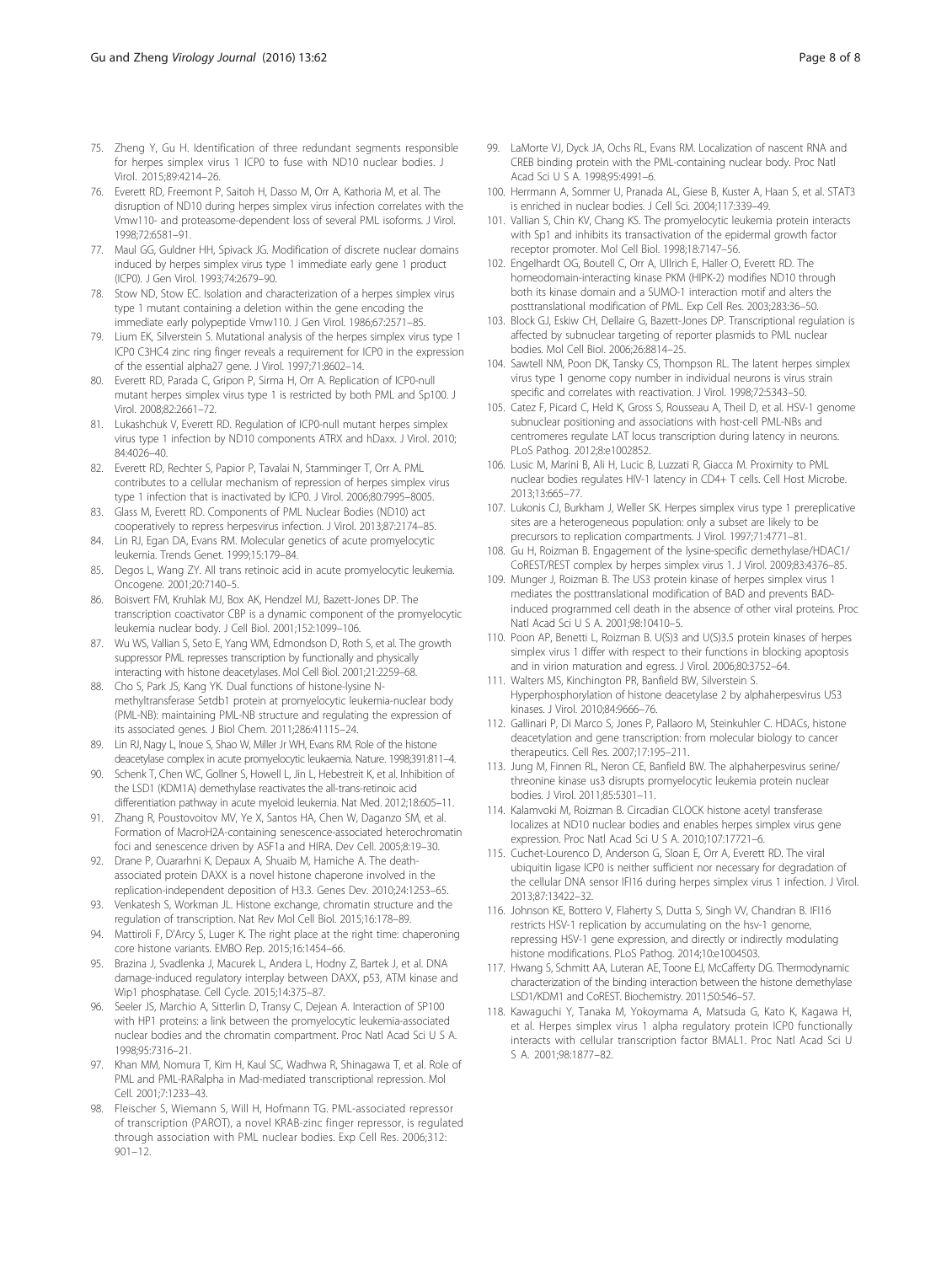75. Zheng Y, Gu H. Identification of three redundant segments responsible for herpes simplex virus 1 ICP0 to fuse with ND10 nuclear bodies. J Virol. 2015;89:4214–26.
76. Everett RD, Freemont P, Saitoh H, Dasso M, Orr A, Kathoria M, et al. The disruption of ND10 during herpes simplex virus infection correlates with the Vmw110- and proteasome-dependent loss of several PML isoforms. J Virol. 1998;72:6581–91.
77. Maul GG, Guldner HH, Spivack JG. Modification of discrete nuclear domains induced by herpes simplex virus type 1 immediate early gene 1 product (ICP0). J Gen Virol. 1993;74:2679–90.
78. Stow ND, Stow EC. Isolation and characterization of a herpes simplex virus type 1 mutant containing a deletion within the gene encoding the immediate early polypeptide Vmw110. J Gen Virol. 1986;67:2571–85.
79. Lium EK, Silverstein S. Mutational analysis of the herpes simplex virus type 1 ICP0 C3HC4 zinc ring finger reveals a requirement for ICP0 in the expression of the essential alpha27 gene. J Virol. 1997;71:8602–14.
80. Everett RD, Parada C, Gripon P, Sirma H, Orr A. Replication of ICP0-null mutant herpes simplex virus type 1 is restricted by both PML and Sp100. J Virol. 2008;82:2661–72.
81. Lukashchuk V, Everett RD. Regulation of ICP0-null mutant herpes simplex virus type 1 infection by ND10 components ATRX and hDaxx. J Virol. 2010; 84:4026–40.
82. Everett RD, Rechter S, Papior P, Tavalai N, Stamminger T, Orr A. PML contributes to a cellular mechanism of repression of herpes simplex virus type 1 infection that is inactivated by ICP0. J Virol. 2006;80:7995–8005.
83. Glass M, Everett RD. Components of PML Nuclear Bodies (ND10) act cooperatively to repress herpesvirus infection. J Virol. 2013;87:2174–85.
84. Lin RJ, Egan DA, Evans RM. Molecular genetics of acute promyelocytic leukemia. Trends Genet. 1999;15:179–84.
85. Degos L, Wang ZY. All trans retinoic acid in acute promyelocytic leukemia. Oncogene. 2001;20:7140–5.
86. Boisvert FM, Kruhlak MJ, Box AK, Hendzel MJ, Bazett-Jones DP. The transcription coactivator CBP is a dynamic component of the promyelocytic leukemia nuclear body. J Cell Biol. 2001;152:1099–106.
87. Wu WS, Vallian S, Seto E, Yang WM, Edmondson D, Roth S, et al. The growth suppressor PML represses transcription by functionally and physically interacting with histone deacetylases. Mol Cell Biol. 2001;21:2259–68.
88. Cho S, Park JS, Kang YK. Dual functions of histone-lysine N-methyltransferase Setdb1 protein at promyelocytic leukemia-nuclear body (PML-NB): maintaining PML-NB structure and regulating the expression of its associated genes. J Biol Chem. 2011;286:41115–24.
89. Lin RJ, Nagy L, Inoue S, Shao W, Miller Jr WH, Evans RM. Role of the histone deacetylase complex in acute promyelocytic leukaemia. Nature. 1998;391:811–4.
90. Schenk T, Chen WC, Gollner S, Howell L, Jin L, Hebestreit K, et al. Inhibition of the LSD1 (KDM1A) demethylase reactivates the all-trans-retinoic acid differentiation pathway in acute myeloid leukemia. Nat Med. 2012;18:605–11.
91. Zhang R, Poustovoitov MV, Ye X, Santos HA, Chen W, Daganzo SM, et al. Formation of MacroH2A-containing senescence-associated heterochromatin foci and senescence driven by ASF1a and HIRA. Dev Cell. 2005;8:19–30.
92. Drane P, Ouararhni K, Depaux A, Shuaib M, Hamiche A. The death-associated protein DAXX is a novel histone chaperone involved in the replication-independent deposition of H3.3. Genes Dev. 2010;24:1253–65.
93. Venkatesh S, Workman JL. Histone exchange, chromatin structure and the regulation of transcription. Nat Rev Mol Cell Biol. 2015;16:178–89.
94. Mattiroli F, D'Arcy S, Luger K. The right place at the right time: chaperoning core histone variants. EMBO Rep. 2015;16:1454–66.
95. Brazina J, Svadlenka J, Macurek L, Andera L, Hodny Z, Bartek J, et al. DNA damage-induced regulatory interplay between DAXX, p53, ATM kinase and Wip1 phosphatase. Cell Cycle. 2015;14:375–87.
96. Seeler JS, Marchio A, Sitterlin D, Transy C, Dejean A. Interaction of SP100 with HP1 proteins: a link between the promyelocytic leukemia-associated nuclear bodies and the chromatin compartment. Proc Natl Acad Sci U S A. 1998;95:7316–21.
97. Khan MM, Nomura T, Kim H, Kaul SC, Wadhwa R, Shinagawa T, et al. Role of PML and PML-RARalpha in Mad-mediated transcriptional repression. Mol Cell. 2001;7:1233–43.
98. Fleischer S, Wiemann S, Will H, Hofmann TG. PML-associated repressor of transcription (PAROT), a novel KRAB-zinc finger repressor, is regulated through association with PML nuclear bodies. Exp Cell Res. 2006;312: 901–12.
99. LaMorte VJ, Dyck JA, Ochs RL, Evans RM. Localization of nascent RNA and CREB binding protein with the PML-containing nuclear body. Proc Natl Acad Sci U S A. 1998;95:4991–6.
100. Herrmann A, Sommer U, Pranada AL, Giese B, Kuster A, Haan S, et al. STAT3 is enriched in nuclear bodies. J Cell Sci. 2004;117:339–49.
101. Vallian S, Chin KV, Chang KS. The promyelocytic leukemia protein interacts with Sp1 and inhibits its transactivation of the epidermal growth factor receptor promoter. Mol Cell Biol. 1998;18:7147–56.
102. Engelhardt OG, Boutell C, Orr A, Ullrich E, Haller O, Everett RD. The homeodomain-interacting kinase PKM (HIPK-2) modifies ND10 through both its kinase domain and a SUMO-1 interaction motif and alters the posttranslational modification of PML. Exp Cell Res. 2003;283:36–50.
103. Block GJ, Eskiw CH, Dellaire G, Bazett-Jones DP. Transcriptional regulation is affected by subnuclear targeting of reporter plasmids to PML nuclear bodies. Mol Cell Biol. 2006;26:8814–25.
104. Sawtell NM, Poon DK, Tansky CS, Thompson RL. The latent herpes simplex virus type 1 genome copy number in individual neurons is virus strain specific and correlates with reactivation. J Virol. 1998;72:5343–50.
105. Catez F, Picard C, Held K, Gross S, Rousseau A, Theil D, et al. HSV-1 genome subnuclear positioning and associations with host-cell PML-NBs and centromeres regulate LAT locus transcription during latency in neurons. PLoS Pathog. 2012;8:e1002852.
106. Lusic M, Marini B, Ali H, Lucic B, Luzzati R, Giacca M. Proximity to PML nuclear bodies regulates HIV-1 latency in CD4+ T cells. Cell Host Microbe. 2013;13:665–77.
107. Lukonis CJ, Burkham J, Weller SK. Herpes simplex virus type 1 prereplicative sites are a heterogeneous population: only a subset are likely to be precursors to replication compartments. J Virol. 1997;71:4771–81.
108. Gu H, Roizman B. Engagement of the lysine-specific demethylase/HDAC1/CoREST/REST complex by herpes simplex virus 1. J Virol. 2009;83:4376–85.
109. Munger J, Roizman B. The US3 protein kinase of herpes simplex virus 1 mediates the posttranslational modification of BAD and prevents BAD-induced programmed cell death in the absence of other viral proteins. Proc Natl Acad Sci U S A. 2001;98:10410–5.
110. Poon AP, Benetti L, Roizman B. U(S)3 and U(S)3.5 protein kinases of herpes simplex virus 1 differ with respect to their functions in blocking apoptosis and in virion maturation and egress. J Virol. 2006;80:3752–64.
111. Walters MS, Kinchington PR, Banfield BW, Silverstein S. Hyperphosphorylation of histone deacetylase 2 by alphaherpesvirus US3 kinases. J Virol. 2010;84:9666–76.
112. Gallinari P, Di Marco S, Jones P, Pallaoro M, Steinkuhler C. HDACs, histone deacetylation and gene transcription: from molecular biology to cancer therapeutics. Cell Res. 2007;17:195–211.
113. Jung M, Finnen RL, Neron CE, Banfield BW. The alphaherpesvirus serine/threonine kinase us3 disrupts promyelocytic leukemia protein nuclear bodies. J Virol. 2011;85:5301–11.
114. Kalamvoki M, Roizman B. Circadian CLOCK histone acetyl transferase localizes at ND10 nuclear bodies and enables herpes simplex virus gene expression. Proc Natl Acad Sci U S A. 2010;107:17721–6.
115. Cuchet-Lourenco D, Anderson G, Sloan E, Orr A, Everett RD. The viral ubiquitin ligase ICP0 is neither sufficient nor necessary for degradation of the cellular DNA sensor IFI16 during herpes simplex virus 1 infection. J Virol. 2013;87:13422–32.
116. Johnson KE, Bottero V, Flaherty S, Dutta S, Singh VV, Chandran B. IFI16 restricts HSV-1 replication by accumulating on the hsv-1 genome, repressing HSV-1 gene expression, and directly or indirectly modulating histone modifications. PLoS Pathog. 2014;10:e1004503.
117. Hwang S, Schmitt AA, Luteran AE, Toone EJ, McCafferty DG. Thermodynamic characterization of the binding interaction between the histone demethylase LSD1/KDM1 and CoREST. Biochemistry. 2011;50:546–57.
118. Kawaguchi Y, Tanaka M, Yokoymama A, Matsuda G, Kato K, Kagawa H, et al. Herpes simplex virus 1 alpha regulatory protein ICP0 functionally interacts with cellular transcription factor BMAL1. Proc Natl Acad Sci U S A. 2001;98:1877–82.